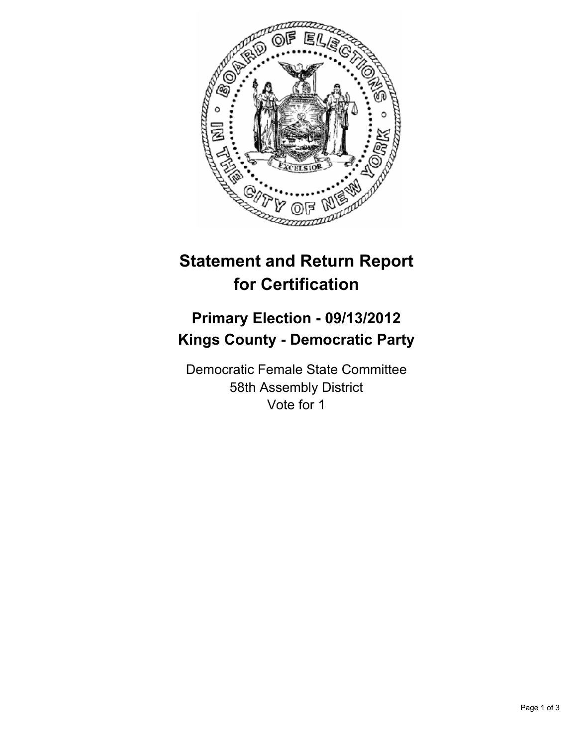# Statement and Return Report for Certification

## Primary Election - 09/13/2012
## Kings County - Democratic Party

Democratic Female State Committee
58th Assembly District
Vote for 1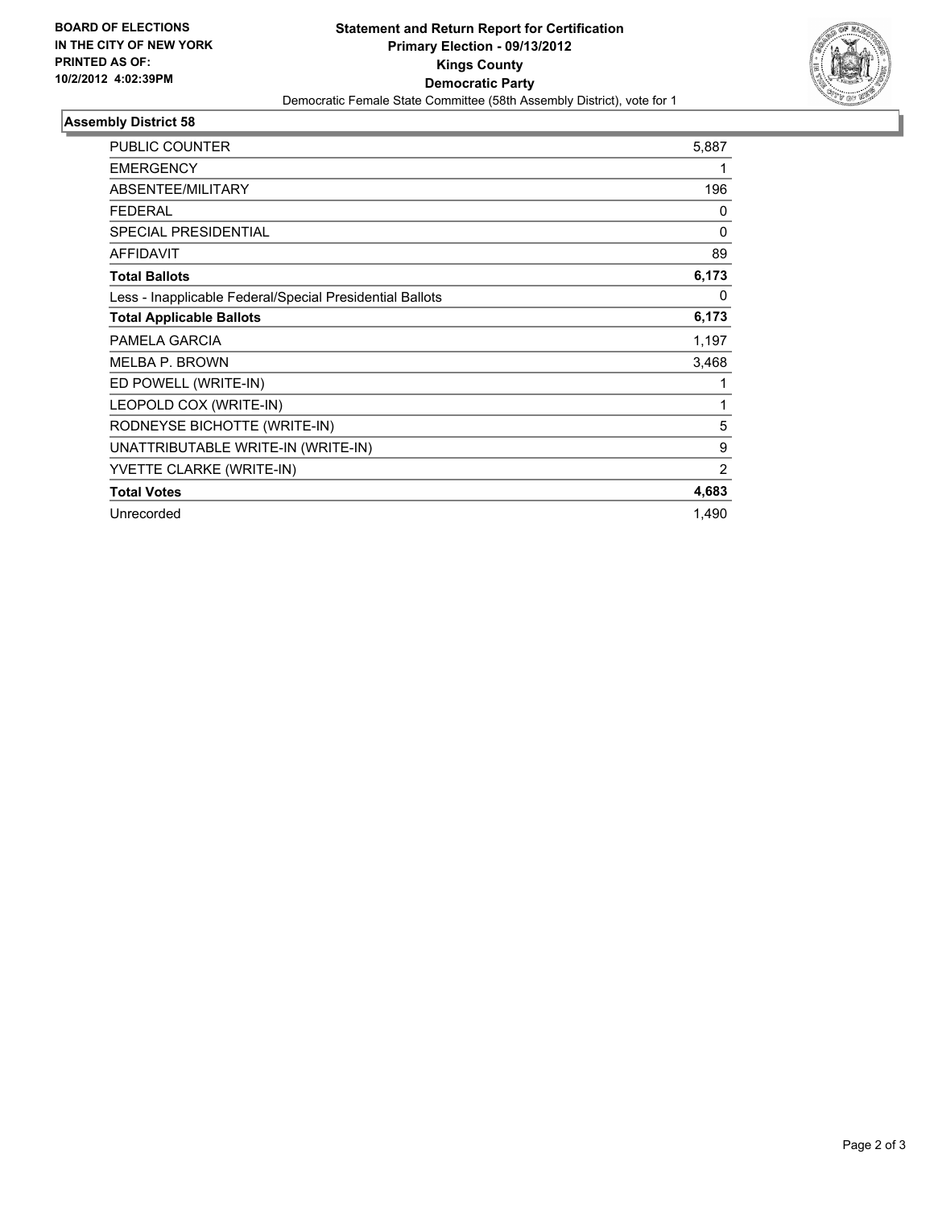**BOARD OF ELECTIONS IN THE CITY OF NEW YORK PRINTED AS OF: 10/2/2012 4:02:39PM**

# Statement and Return Report for Certification
## Primary Election - 09/13/2012
## Kings County
## Democratic Party
Democratic Female State Committee (58th Assembly District), vote for 1

### Assembly District 58

| | |
|---|---|
| PUBLIC COUNTER | 5,887 |
| EMERGENCY | 1 |
| ABSENTEE/MILITARY | 196 |
| FEDERAL | 0 |
| SPECIAL PRESIDENTIAL | 0 |
| AFFIDAVIT | 89 |
| **Total Ballots** | **6,173** |
| Less - Inapplicable Federal/Special Presidential Ballots | 0 |
| **Total Applicable Ballots** | **6,173** |
| PAMELA GARCIA | 1,197 |
| MELBA P. BROWN | 3,468 |
| ED POWELL (WRITE-IN) | 1 |
| LEOPOLD COX (WRITE-IN) | 1 |
| RODNEYSE BICHOTTE (WRITE-IN) | 5 |
| UNATTRIBUTABLE WRITE-IN (WRITE-IN) | 9 |
| YVETTE CLARKE (WRITE-IN) | 2 |
| **Total Votes** | **4,683** |
| Unrecorded | 1,490 |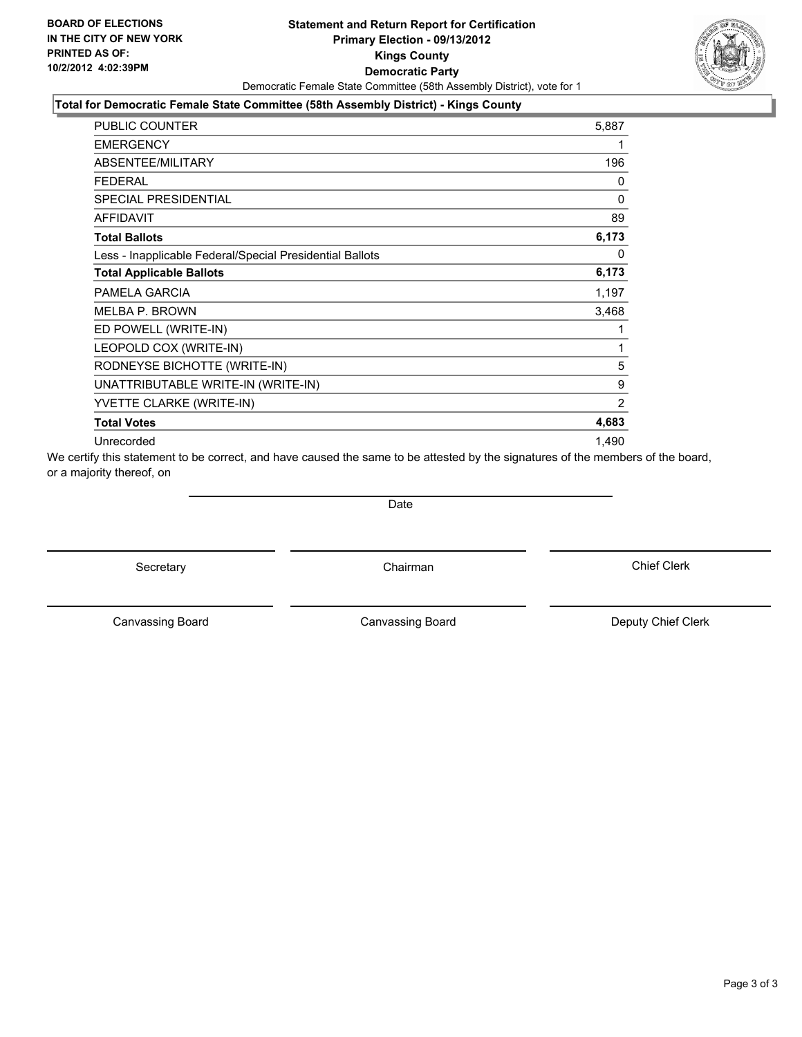**BOARD OF ELECTIONS**
**IN THE CITY OF NEW YORK**
**PRINTED AS OF:**
**10/2/2012 4:02:39PM**

# Statement and Return Report for Certification
## Primary Election - 09/13/2012
## Kings County
## Democratic Party

Democratic Female State Committee (58th Assembly District), vote for 1

### Total for Democratic Female State Committee (58th Assembly District) - Kings County

| | |
|---|---|
| PUBLIC COUNTER | 5,887 |
| EMERGENCY | 1 |
| ABSENTEE/MILITARY | 196 |
| FEDERAL | 0 |
| SPECIAL PRESIDENTIAL | 0 |
| AFFIDAVIT | 89 |
| **Total Ballots** | **6,173** |
| Less - Inapplicable Federal/Special Presidential Ballots | 0 |
| **Total Applicable Ballots** | **6,173** |
| PAMELA GARCIA | 1,197 |
| MELBA P. BROWN | 3,468 |
| ED POWELL (WRITE-IN) | 1 |
| LEOPOLD COX (WRITE-IN) | 1 |
| RODNEYSE BICHOTTE (WRITE-IN) | 5 |
| UNATTRIBUTABLE WRITE-IN (WRITE-IN) | 9 |
| YVETTE CLARKE (WRITE-IN) | 2 |
| **Total Votes** | **4,683** |
| Unrecorded | 1,490 |

We certify this statement to be correct, and have caused the same to be attested by the signatures of the members of the board, or a majority thereof, on

Date

Secretary | Chairman | Chief Clerk

Canvassing Board | Canvassing Board | Deputy Chief Clerk